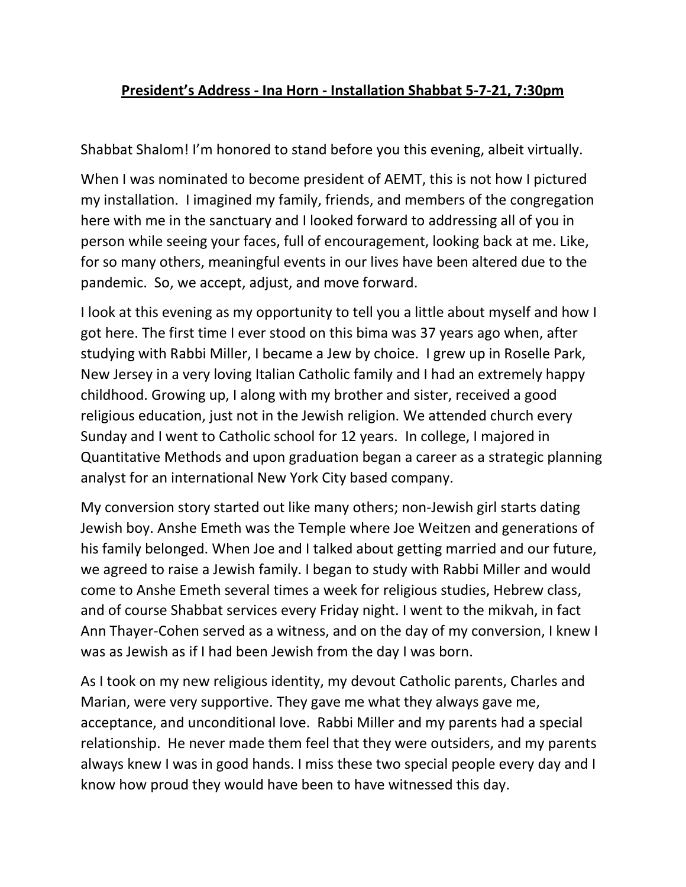**<u>President's Address - Ina Horn - Installation Shabbat 5-7-21, 7:30pm</u>**

Shabbat Shalom! I'm honored to stand before you this evening, albeit virtually.

When I was nominated to become president of AEMT, this is not how I pictured my installation. I imagined my family, friends, and members of the congregation here with me in the sanctuary and I looked forward to addressing all of you in person while seeing your faces, full of encouragement, looking back at me. Like, for so many others, meaningful events in our lives have been altered due to the pandemic. So, we accept, adjust, and move forward.

I look at this evening as my opportunity to tell you a little about myself and how I got here. The first time I ever stood on this bima was 37 years ago when, after studying with Rabbi Miller, I became a Jew by choice. I grew up in Roselle Park, New Jersey in a very loving Italian Catholic family and I had an extremely happy childhood. Growing up, I along with my brother and sister, received a good religious education, just not in the Jewish religion. We attended church every Sunday and I went to Catholic school for 12 years. In college, I majored in Quantitative Methods and upon graduation began a career as a strategic planning analyst for an international New York City based company.

My conversion story started out like many others; non-Jewish girl starts dating Jewish boy. Anshe Emeth was the Temple where Joe Weitzen and generations of his family belonged. When Joe and I talked about getting married and our future, we agreed to raise a Jewish family. I began to study with Rabbi Miller and would come to Anshe Emeth several times a week for religious studies, Hebrew class, and of course Shabbat services every Friday night. I went to the mikvah, in fact Ann Thayer-Cohen served as a witness, and on the day of my conversion, I knew I was as Jewish as if I had been Jewish from the day I was born.

As I took on my new religious identity, my devout Catholic parents, Charles and Marian, were very supportive. They gave me what they always gave me, acceptance, and unconditional love. Rabbi Miller and my parents had a special relationship. He never made them feel that they were outsiders, and my parents always knew I was in good hands. I miss these two special people every day and I know how proud they would have been to have witnessed this day.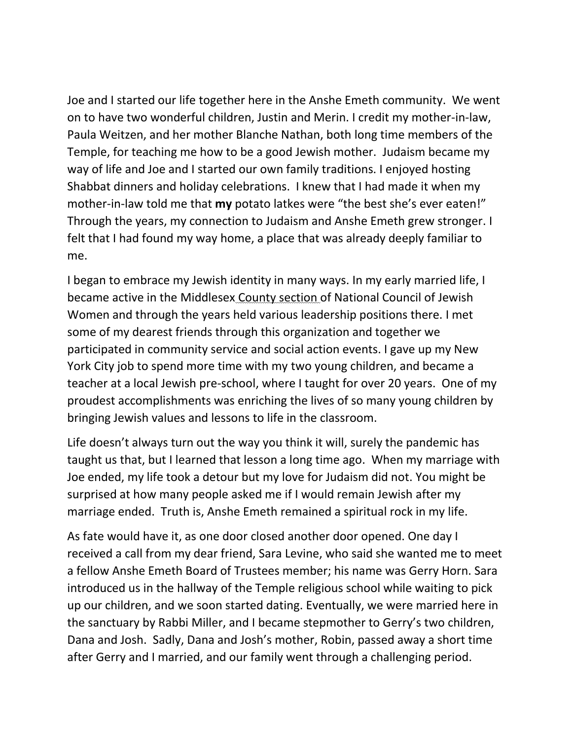Joe and I started our life together here in the Anshe Emeth community. We went on to have two wonderful children, Justin and Merin. I credit my mother-in-law, Paula Weitzen, and her mother Blanche Nathan, both long time members of the Temple, for teaching me how to be a good Jewish mother. Judaism became my way of life and Joe and I started our own family traditions. I enjoyed hosting Shabbat dinners and holiday celebrations. I knew that I had made it when my mother-in-law told me that **my** potato latkes were "the best she's ever eaten!" Through the years, my connection to Judaism and Anshe Emeth grew stronger. I felt that I had found my way home, a place that was already deeply familiar to me.

I began to embrace my Jewish identity in many ways. In my early married life, I became active in the Middlesex County section of National Council of Jewish Women and through the years held various leadership positions there. I met some of my dearest friends through this organization and together we participated in community service and social action events. I gave up my New York City job to spend more time with my two young children, and became a teacher at a local Jewish pre-school, where I taught for over 20 years. One of my proudest accomplishments was enriching the lives of so many young children by bringing Jewish values and lessons to life in the classroom.

Life doesn't always turn out the way you think it will, surely the pandemic has taught us that, but I learned that lesson a long time ago. When my marriage with Joe ended, my life took a detour but my love for Judaism did not. You might be surprised at how many people asked me if I would remain Jewish after my marriage ended. Truth is, Anshe Emeth remained a spiritual rock in my life.

As fate would have it, as one door closed another door opened. One day I received a call from my dear friend, Sara Levine, who said she wanted me to meet a fellow Anshe Emeth Board of Trustees member; his name was Gerry Horn. Sara introduced us in the hallway of the Temple religious school while waiting to pick up our children, and we soon started dating. Eventually, we were married here in the sanctuary by Rabbi Miller, and I became stepmother to Gerry's two children, Dana and Josh. Sadly, Dana and Josh's mother, Robin, passed away a short time after Gerry and I married, and our family went through a challenging period.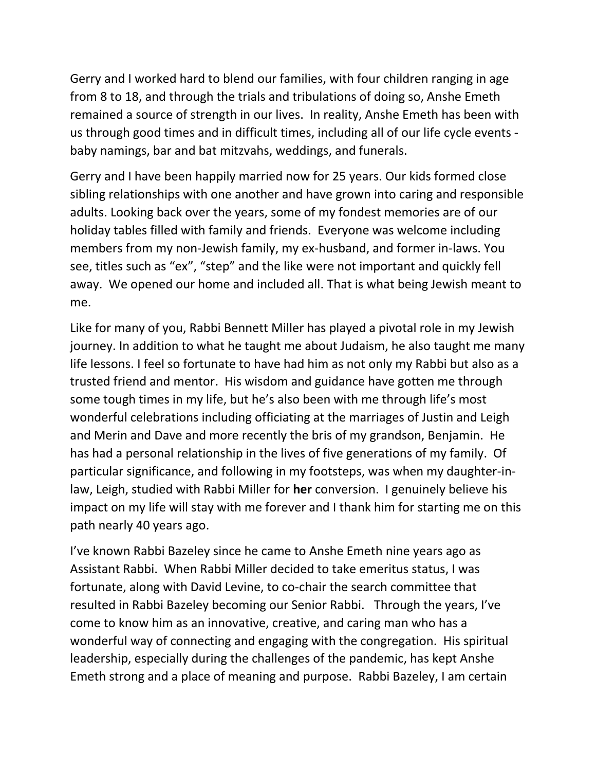Gerry and I worked hard to blend our families, with four children ranging in age from 8 to 18, and through the trials and tribulations of doing so, Anshe Emeth remained a source of strength in our lives. In reality, Anshe Emeth has been with us through good times and in difficult times, including all of our life cycle events - baby namings, bar and bat mitzvahs, weddings, and funerals.

Gerry and I have been happily married now for 25 years. Our kids formed close sibling relationships with one another and have grown into caring and responsible adults. Looking back over the years, some of my fondest memories are of our holiday tables filled with family and friends. Everyone was welcome including members from my non-Jewish family, my ex-husband, and former in-laws. You see, titles such as "ex", "step" and the like were not important and quickly fell away. We opened our home and included all. That is what being Jewish meant to me.

Like for many of you, Rabbi Bennett Miller has played a pivotal role in my Jewish journey. In addition to what he taught me about Judaism, he also taught me many life lessons. I feel so fortunate to have had him as not only my Rabbi but also as a trusted friend and mentor. His wisdom and guidance have gotten me through some tough times in my life, but he's also been with me through life's most wonderful celebrations including officiating at the marriages of Justin and Leigh and Merin and Dave and more recently the bris of my grandson, Benjamin. He has had a personal relationship in the lives of five generations of my family. Of particular significance, and following in my footsteps, was when my daughter-in-law, Leigh, studied with Rabbi Miller for **her** conversion. I genuinely believe his impact on my life will stay with me forever and I thank him for starting me on this path nearly 40 years ago.

I've known Rabbi Bazeley since he came to Anshe Emeth nine years ago as Assistant Rabbi. When Rabbi Miller decided to take emeritus status, I was fortunate, along with David Levine, to co-chair the search committee that resulted in Rabbi Bazeley becoming our Senior Rabbi. Through the years, I've come to know him as an innovative, creative, and caring man who has a wonderful way of connecting and engaging with the congregation. His spiritual leadership, especially during the challenges of the pandemic, has kept Anshe Emeth strong and a place of meaning and purpose. Rabbi Bazeley, I am certain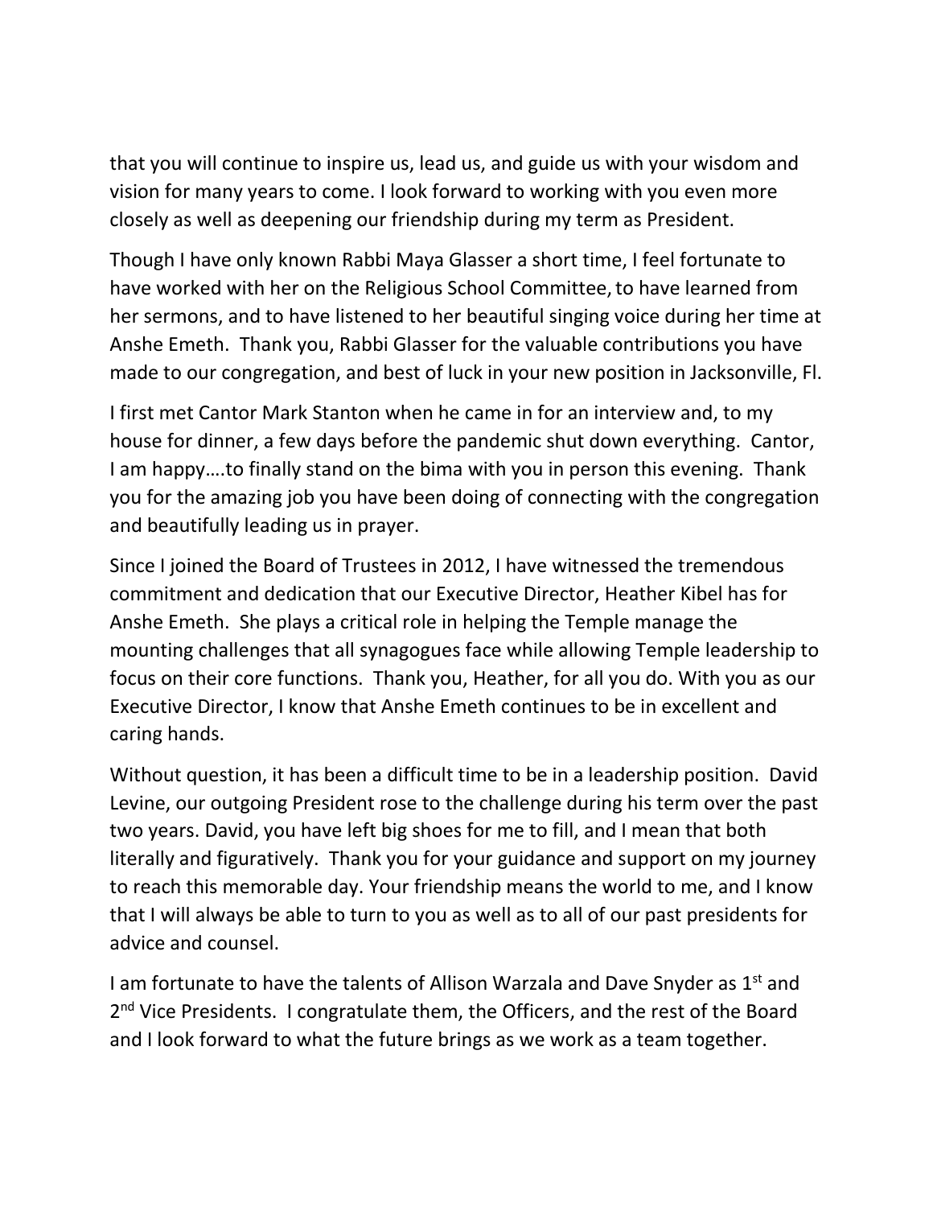that you will continue to inspire us, lead us, and guide us with your wisdom and vision for many years to come. I look forward to working with you even more closely as well as deepening our friendship during my term as President.

Though I have only known Rabbi Maya Glasser a short time, I feel fortunate to have worked with her on the Religious School Committee, to have learned from her sermons, and to have listened to her beautiful singing voice during her time at Anshe Emeth. Thank you, Rabbi Glasser for the valuable contributions you have made to our congregation, and best of luck in your new position in Jacksonville, Fl.

I first met Cantor Mark Stanton when he came in for an interview and, to my house for dinner, a few days before the pandemic shut down everything. Cantor, I am happy….to finally stand on the bima with you in person this evening. Thank you for the amazing job you have been doing of connecting with the congregation and beautifully leading us in prayer.

Since I joined the Board of Trustees in 2012, I have witnessed the tremendous commitment and dedication that our Executive Director, Heather Kibel has for Anshe Emeth. She plays a critical role in helping the Temple manage the mounting challenges that all synagogues face while allowing Temple leadership to focus on their core functions. Thank you, Heather, for all you do. With you as our Executive Director, I know that Anshe Emeth continues to be in excellent and caring hands.

Without question, it has been a difficult time to be in a leadership position. David Levine, our outgoing President rose to the challenge during his term over the past two years. David, you have left big shoes for me to fill, and I mean that both literally and figuratively. Thank you for your guidance and support on my journey to reach this memorable day. Your friendship means the world to me, and I know that I will always be able to turn to you as well as to all of our past presidents for advice and counsel.

I am fortunate to have the talents of Allison Warzala and Dave Snyder as 1st and 2nd Vice Presidents. I congratulate them, the Officers, and the rest of the Board and I look forward to what the future brings as we work as a team together.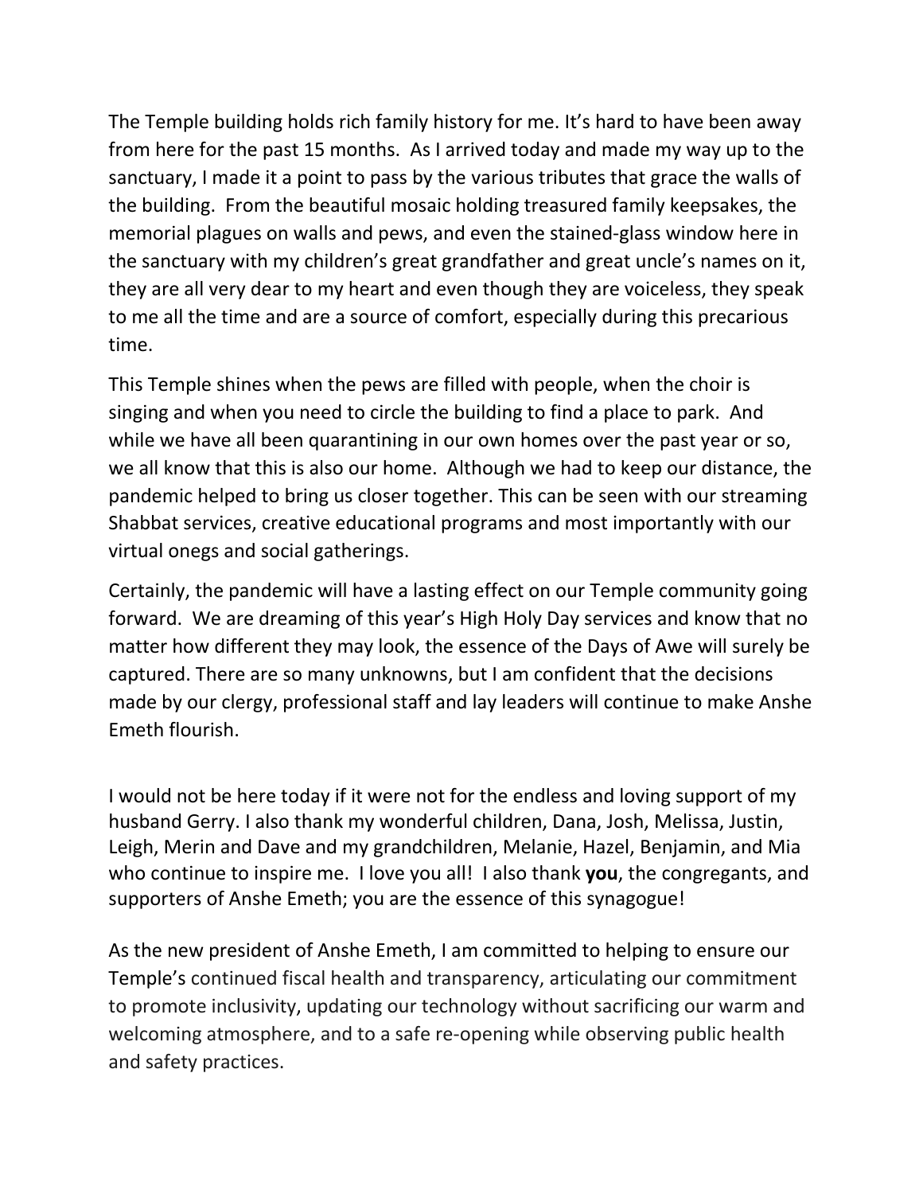The Temple building holds rich family history for me. It's hard to have been away from here for the past 15 months. As I arrived today and made my way up to the sanctuary, I made it a point to pass by the various tributes that grace the walls of the building. From the beautiful mosaic holding treasured family keepsakes, the memorial plagues on walls and pews, and even the stained-glass window here in the sanctuary with my children's great grandfather and great uncle's names on it, they are all very dear to my heart and even though they are voiceless, they speak to me all the time and are a source of comfort, especially during this precarious time.

This Temple shines when the pews are filled with people, when the choir is singing and when you need to circle the building to find a place to park. And while we have all been quarantining in our own homes over the past year or so, we all know that this is also our home. Although we had to keep our distance, the pandemic helped to bring us closer together. This can be seen with our streaming Shabbat services, creative educational programs and most importantly with our virtual onegs and social gatherings.

Certainly, the pandemic will have a lasting effect on our Temple community going forward. We are dreaming of this year's High Holy Day services and know that no matter how different they may look, the essence of the Days of Awe will surely be captured. There are so many unknowns, but I am confident that the decisions made by our clergy, professional staff and lay leaders will continue to make Anshe Emeth flourish.

I would not be here today if it were not for the endless and loving support of my husband Gerry. I also thank my wonderful children, Dana, Josh, Melissa, Justin, Leigh, Merin and Dave and my grandchildren, Melanie, Hazel, Benjamin, and Mia who continue to inspire me. I love you all! I also thank **you**, the congregants, and supporters of Anshe Emeth; you are the essence of this synagogue!

As the new president of Anshe Emeth, I am committed to helping to ensure our Temple's continued fiscal health and transparency, articulating our commitment to promote inclusivity, updating our technology without sacrificing our warm and welcoming atmosphere, and to a safe re-opening while observing public health and safety practices.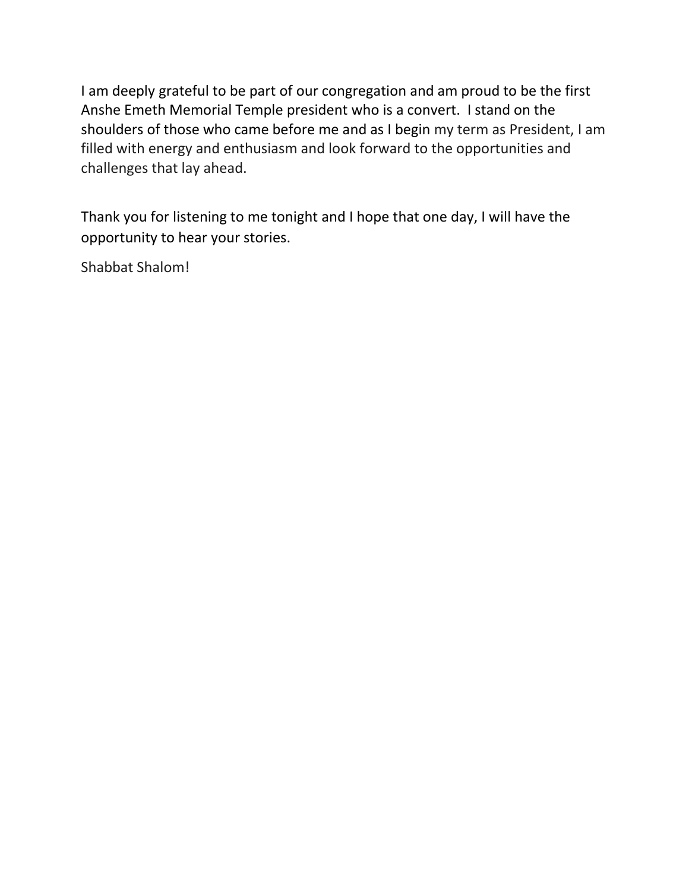I am deeply grateful to be part of our congregation and am proud to be the first Anshe Emeth Memorial Temple president who is a convert.  I stand on the shoulders of those who came before me and as I begin my term as President, I am filled with energy and enthusiasm and look forward to the opportunities and challenges that lay ahead.

Thank you for listening to me tonight and I hope that one day, I will have the opportunity to hear your stories.

Shabbat Shalom!